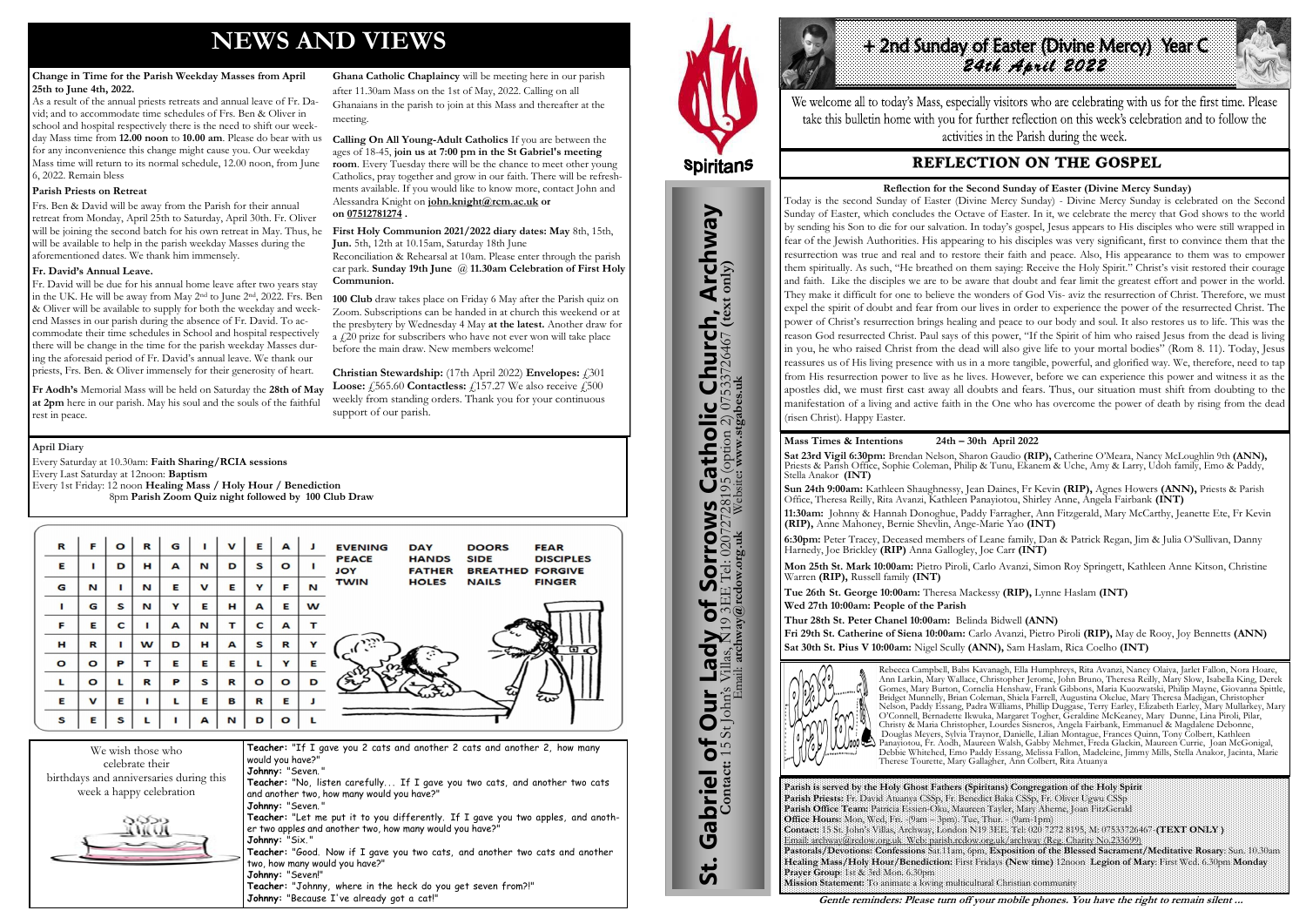# NEWS AND VIEWS

**Change in Time for the Parish Weekday Masses from April 25th to June 4th, 2022.**

As a result of the annual priests retreats and annual leave of Fr. David; and to accommodate time schedules of Frs. Ben & Oliver in school and hospital respectively there is the need to shift our weekday Mass time from **12.00 noon** to **10.00 am**. Please do bear with us for any inconvenience this change might cause you. Our weekday Mass time will return to its normal schedule, 12.00 noon, from June 6, 2022. Remain bless

**Parish Priests on Retreat**

Frs. Ben & David will be away from the Parish for their annual retreat from Monday, April 25th to Saturday, April 30th. Fr. Oliver will be joining the second batch for his own retreat in May. Thus, he will be available to help in the parish weekday Masses during the aforementioned dates. We thank him immensely.

**Fr. David's Annual Leave.**

Fr. David will be due for his annual home leave after two years stay in the UK. He will be away from May 2nd to June 2nd, 2022. Frs. Ben & Oliver will be available to supply for both the weekday and weekend Masses in our parish during the absence of Fr. David. To accommodate their time schedules in School and hospital respectively there will be change in the time for the parish weekday Masses during the aforesaid period of Fr. David's annual leave. We thank our priests, Frs. Ben. & Oliver immensely for their generosity of heart.

**Fr Aodh's** Memorial Mass will be held on Saturday the **28th of May at 2pm** here in our parish. May his soul and the souls of the faithful rest in peace.

**Ghana Catholic Chaplaincy** will be meeting here in our parish after 11.30am Mass on the 1st of May, 2022. Calling on all Ghanaians in the parish to join at this Mass and thereafter at the meeting.

**Calling On All Young-Adult Catholics** If you are between the ages of 18-45, **join us at 7:00 pm in the St Gabriel's meeting room**. Every Tuesday there will be the chance to meet other young Catholics, pray together and grow in our faith. There will be refreshments available. If you would like to know more, contact John and Alessandra Knight on **john.knight@rcm.ac.uk or on 07512781274 .**

**First Holy Communion 2021/2022 diary dates: May** 8th, 15th, **Jun.** 5th, 12th at 10.15am, Saturday 18th June Reconciliation & Rehearsal at 10am. Please enter through the parish car park. **Sunday 19th June @ 11.30am Celebration of First Holy Communion.**

**100 Club** draw takes place on Friday 6 May after the Parish quiz on Zoom. Subscriptions can be handed in at church this weekend or at the presbytery by Wednesday 4 May **at the latest.** Another draw for a £20 prize for subscribers who have not ever won will take place before the main draw. New members welcome!

**Christian Stewardship:** (17th April 2022) **Envelopes:** £301 **Loose:** £565.60 **Contactless:** £157.27 We also receive £500 weekly from standing orders. Thank you for your continuous support of our parish.

**April Diary**

Every Saturday at 10.30am: **Faith Sharing/RCIA sessions**
Every Last Saturday at 12noon: **Baptism**
Every 1st Friday: 12 noon **Healing Mass / Holy Hour / Benediction**
8pm **Parish Zoom Quiz night followed by 100 Club Draw**

| R | F | O | R | G | I | V | E | A | J |
|---|---|---|---|---|---|---|---|---|---|
| E | I | D | H | A | N | D | S | O | I |
| G | N | I | N | E | V | E | Y | F | N |
| I | G | S | N | Y | E | H | A | E | W |
| F | E | C | I | A | N | T | C | A | T |
| H | R | I | W | D | H | A | S | R | Y |
| O | O | P | T | E | E | E | L | Y | E |
| L | O | L | R | P | S | R | O | O | D |
| E | V | E | I | L | E | B | R | E | J |
| S | E | S | L | I | A | N | D | O | L |

EVENING, DAY, DOORS, FEAR, PEACE, HANDS, SIDE, DISCIPLES, JOY, FATHER, BREATHED, FORGIVE, TWIN, HOLES, NAILS, FINGER

We wish those who celebrate their birthdays and anniversaries during this week a happy celebration

**Teacher:** "If I gave you 2 cats and another 2 cats and another 2, how many would you have?"
**Johnny:** "Seven."
**Teacher:** "No, listen carefully... If I gave you two cats, and another two cats and another two, how many would you have?"
**Johnny:** "Seven."
**Teacher:** "Let me put it to you differently. If I gave you two apples, and another two apples and another two, how many would you have?"
**Johnny:** "Six."
**Teacher:** "Good. Now if I gave you two cats, and another two cats and another two, how many would you have?"
**Johnny:** "Seven!"
**Teacher:** "Johnny, where in the heck do you get seven from?!"
**Johnny:** "Because I've already got a cat!"

Spiritans

# St. Gabriel of Our Lady of Sorrows Catholic Church, Archway

**Contact:** 15 St John's Villas, N19 3EE Tel: 02072728195 (option 2) 07533726467 **(text only)**
Email: **archway@rcdow.org.uk** Website: **www.stgabes.uk**

# + 2nd Sunday of Easter (Divine Mercy) Year C
## 24th April 2022

We welcome all to today's Mass, especially visitors who are celebrating with us for the first time. Please take this bulletin home with you for further reflection on this week's celebration and to follow the activities in the Parish during the week.

## REFLECTION ON THE GOSPEL

**Reflection for the Second Sunday of Easter (Divine Mercy Sunday)**

Today is the second Sunday of Easter (Divine Mercy Sunday) - Divine Mercy Sunday is celebrated on the Second Sunday of Easter, which concludes the Octave of Easter. In it, we celebrate the mercy that God shows to the world by sending his Son to die for our salvation. In today's gospel, Jesus appears to His disciples who were still wrapped in fear of the Jewish Authorities. His appearing to his disciples was very significant, first to convince them that the resurrection was true and real and to restore their faith and peace. Also, His appearance to them was to empower them spiritually. As such, "He breathed on them saying: Receive the Holy Spirit." Christ's visit restored their courage and faith. Like the disciples we are to be aware that doubt and fear limit the greatest effort and power in the world. They make it difficult for one to believe the wonders of God Vis- aviz the resurrection of Christ. Therefore, we must expel the spirit of doubt and fear from our lives in order to experience the power of the resurrected Christ. The power of Christ's resurrection brings healing and peace to our body and soul. It also restores us to life. This was the reason God resurrected Christ. Paul says of this power, "If the Spirit of him who raised Jesus from the dead is living in you, he who raised Christ from the dead will also give life to your mortal bodies" (Rom 8. 11). Today, Jesus reassures us of His living presence with us in a more tangible, powerful, and glorified way. We, therefore, need to tap from His resurrection power to live as he lives. However, before we can experience this power and witness it as the apostles did, we must first cast away all doubts and fears. Thus, our situation must shift from doubting to the manifestation of a living and active faith in the One who has overcome the power of death by rising from the dead (risen Christ). Happy Easter.

**Mass Times & Intentions 24th – 30th April 2022**

**Sat 23rd Vigil 6:30pm:** Brendan Nelson, Sharon Gaudio **(RIP),** Catherine O'Meara, Nancy McLoughlin 9th **(ANN),** Priests & Parish Office, Sophie Coleman, Philip & Tunu, Ekanem & Uche, Amy & Larry, Udoh family, Emo & Paddy, Stella Anakor **(INT)**

**Sun 24th 9:00am:** Kathleen Shaughnessy, Jean Daines, Fr Kevin **(RIP),** Agnes Howers **(ANN),** Priests & Parish Office, Theresa Reilly, Rita Avanzi, Kathleen Panayiotou, Shirley Anne, Angela Fairbank **(INT)**

**11:30am:** Johnny & Hannah Donoghue, Paddy Farragher, Ann Fitzgerald, Mary McCarthy, Jeanette Ete, Fr Kevin **(RIP),** Anne Mahoney, Bernie Shevlin, Ange-Marie Yao **(INT)**

**6:30pm:** Peter Tracey, Deceased members of Leane family, Dan & Patrick Regan, Jim & Julia O'Sullivan, Danny Harnedy, Joe Brickley **(RIP)** Anna Gallogley, Joe Carr **(INT)**

**Mon 25th St. Mark 10:00am:** Pietro Piroli, Carlo Avanzi, Simon Roy Springett, Kathleen Anne Kitson, Christine Warren **(RIP),** Russell family **(INT)**

**Tue 26th St. George 10:00am:** Theresa Mackessy **(RIP),** Lynne Haslam **(INT)**

**Wed 27th 10:00am: People of the Parish**

**Thur 28th St. Peter Chanel 10:00am:** Belinda Bidwell **(ANN)**

**Fri 29th St. Catherine of Siena 10:00am:** Carlo Avanzi, Pietro Piroli **(RIP),** May de Rooy, Joy Bennetts **(ANN)**

**Sat 30th St. Pius V 10:00am:** Nigel Scully **(ANN),** Sam Haslam, Rica Coelho **(INT)**

Please pray for...

Rebecca Campbell, Babs Kavanagh, Ella Humphreys, Rita Avanzi, Nancy Olaiya, Jarlet Fallon, Nora Hoare, Ann Larkin, Mary Wallace, Christopher Jerome, John Bruno, Theresa Reilly, Mary Slow, Isabella King, Derek Gomes, Mary Burton, Cornelia Henshaw, Frank Gibbons, Maria Kuozwatski, Philip Mayne, Giovanna Spittle, Bridget Munnelly, Brian Coleman, Shiela Farrell, Augustina Okelue, Mary Theresa Madigan, Christopher Nelson, Paddy Essang, Padra Williams, Phillip Duggase, Terry Earley, Elizabeth Earley, Mary Mullarkey, Mary O'Connell, Bernadette Ikwuka, Margaret Togher, Geraldine McKeaney, Mary Dunne, Lina Piroli, Pilar, Christy & Maria Christopher, Lourdes Sisneros, Angela Fairbank, Emmanuel & Magdalene Debonne, Douglas Meyers, Sylvia Traynor, Danielle, Lilian Montague, Frances Quinn, Tony Colbert, Kathleen Panayiotou, Fr. Aodh, Maureen Walsh, Gabby Mehmet, Freda Glackin, Maureen Currie, Joan McGonigal, Debbie Whitehed, Emo Paddy Essang, Melissa Fallon, Madeleine, Jimmy Mills, Stella Anakor, Jacinta, Marie Therese Tourette, Mary Gallagher, Ann Colbert, Rita Atuanya

**Parish is served by the Holy Ghost Fathers (Spiritans) Congregation of the Holy Spirit**
**Parish Priests:** Fr. David Atuanya CSSp, Fr. Benedict Baka CSSp, Fr. Oliver Ugwu CSSp
**Parish Office Team:** Patricia Essien-Oku, Maureen Tayler, Mary Aherne, Joan FitzGerald
**Office Hours:** Mon, Wed, Fri. - (9am – 3pm) Tue, Thur. - (9am-1pm)
**Contact:** 15 St. John's Villas, Archway, London N19 3EE. Tel: 020 7272 8195, M: 07533726467 **(TEXT ONLY )**
Email: archway@rcdow.org.uk Web: parish.rcdow.org.uk/archway (Reg. Charity No 233699)
**Pastorals/Devotions: Confessions** Sat.11am, 6pm, **Exposition of the Blessed Sacrament/Meditative Rosary**: Sun. 10.30am **Healing Mass/Holy Hour/Benediction:** First Fridays **(New time)** 12noon **Legion of Mary**: First Wed. 6.30pm **Monday Prayer Group**: 1st & 3rd Mon. 6.30pm
**Mission Statement:** To animate a loving multicultural Christian community

***Gentle reminders: Please turn off your mobile phones. You have the right to remain silent ...***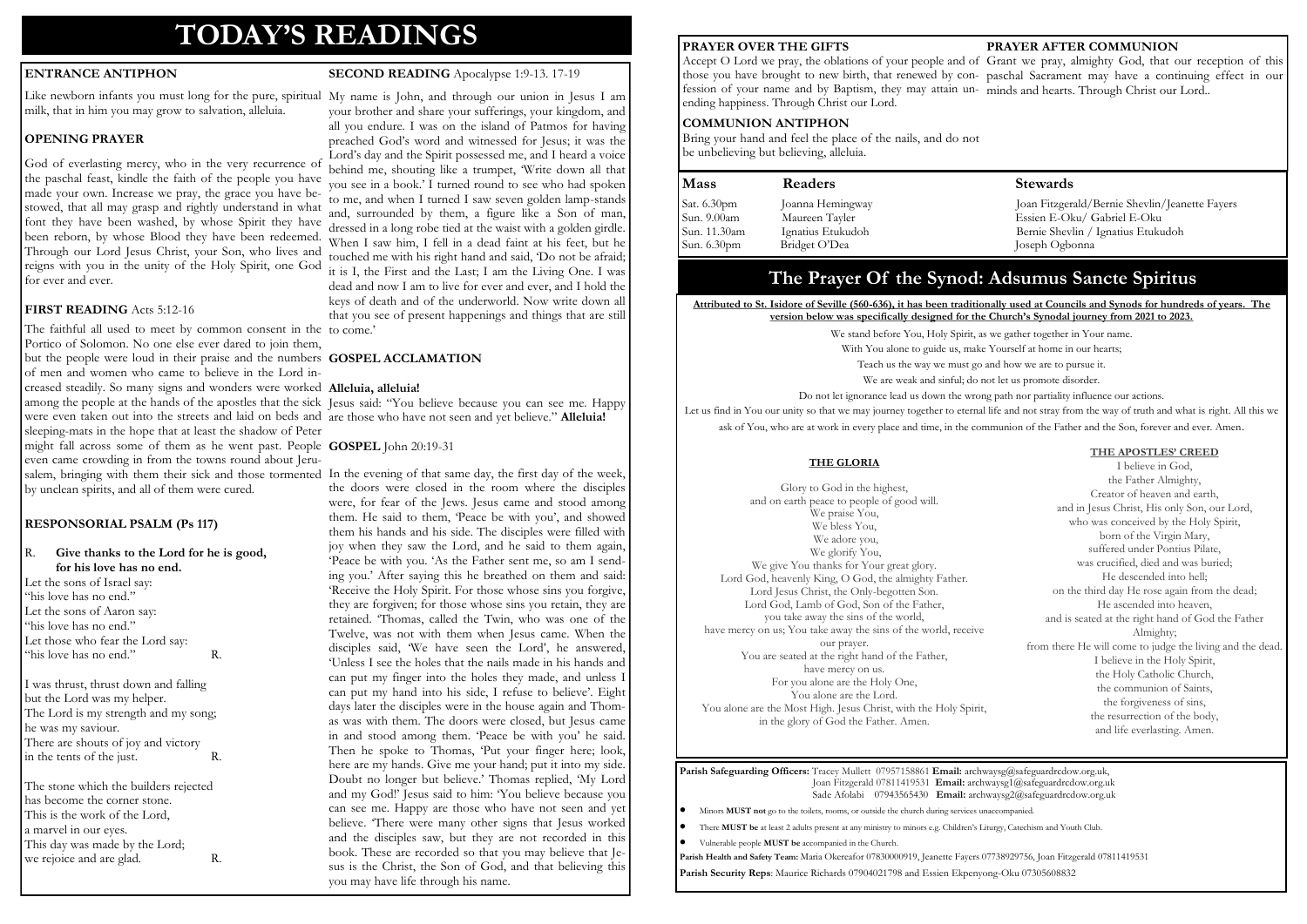# TODAY'S READINGS

## ENTRANCE ANTIPHON

Like newborn infants you must long for the pure, spiritual milk, that in him you may grow to salvation, alleluia.

## OPENING PRAYER

God of everlasting mercy, who in the very recurrence of the paschal feast, kindle the faith of the people you have made your own. Increase we pray, the grace you have bestowed, that all may grasp and rightly understand in what font they have been washed, by whose Spirit they have been reborn, by whose Blood they have been redeemed. Through our Lord Jesus Christ, your Son, who lives and reigns with you in the unity of the Holy Spirit, one God for ever and ever.

## FIRST READING Acts 5:12-16

The faithful all used to meet by common consent in the Portico of Solomon. No one else ever dared to join them, but the people were loud in their praise and the numbers of men and women who came to believe in the Lord increased steadily. So many signs and wonders were worked among the people at the hands of the apostles that the sick were even taken out into the streets and laid on beds and sleeping-mats in the hope that at least the shadow of Peter might fall across some of them as he went past. People even came crowding in from the towns round about Jerusalem, bringing with them their sick and those tormented by unclean spirits, and all of them were cured.

## RESPONSORIAL PSALM (Ps 117)

R. **Give thanks to the Lord for he is good, for his love has no end.**

Let the sons of Israel say:
"his love has no end."
Let the sons of Aaron say:
"his love has no end."
Let those who fear the Lord say:
"his love has no end." R.

I was thrust, thrust down and falling
but the Lord was my helper.
The Lord is my strength and my song;
he was my saviour.
There are shouts of joy and victory
in the tents of the just. R.

The stone which the builders rejected
has become the corner stone.
This is the work of the Lord,
a marvel in our eyes.
This day was made by the Lord;
we rejoice and are glad. R.

## SECOND READING Apocalypse 1:9-13. 17-19

My name is John, and through our union in Jesus I am your brother and share your sufferings, your kingdom, and all you endure. I was on the island of Patmos for having preached God's word and witnessed for Jesus; it was the Lord's day and the Spirit possessed me, and I heard a voice behind me, shouting like a trumpet, 'Write down all that you see in a book.' I turned round to see who had spoken to me, and when I turned I saw seven golden lamp-stands and, surrounded by them, a figure like a Son of man, dressed in a long robe tied at the waist with a golden girdle. When I saw him, I fell in a dead faint at his feet, but he touched me with his right hand and said, 'Do not be afraid; it is I, the First and the Last; I am the Living One. I was dead and now I am to live for ever and ever, and I hold the keys of death and of the underworld. Now write down all that you see of present happenings and things that are still to come.'

## GOSPEL ACCLAMATION

**Alleluia, alleluia!**
Jesus said: "You believe because you can see me. Happy are those who have not seen and yet believe." **Alleluia!**

## GOSPEL John 20:19-31

In the evening of that same day, the first day of the week, the doors were closed in the room where the disciples were, for fear of the Jews. Jesus came and stood among them. He said to them, 'Peace be with you', and showed them his hands and his side. The disciples were filled with joy when they saw the Lord, and he said to them again, 'Peace be with you. 'As the Father sent me, so am I sending you.' After saying this he breathed on them and said: 'Receive the Holy Spirit. For those whose sins you forgive, they are forgiven; for those whose sins you retain, they are retained. 'Thomas, called the Twin, who was one of the Twelve, was not with them when Jesus came. When the disciples said, 'We have seen the Lord', he answered, 'Unless I see the holes that the nails made in his hands and can put my finger into the holes they made, and unless I can put my hand into his side, I refuse to believe'. Eight days later the disciples were in the house again and Thomas was with them. The doors were closed, but Jesus came in and stood among them. 'Peace be with you' he said. Then he spoke to Thomas, 'Put your finger here; look, here are my hands. Give me your hand; put it into my side. Doubt no longer but believe.' Thomas replied, 'My Lord and my God!' Jesus said to him: 'You believe because you can see me. Happy are those who have not seen and yet believe. 'There were many other signs that Jesus worked and the disciples saw, but they are not recorded in this book. These are recorded so that you may believe that Jesus is the Christ, the Son of God, and that believing this you may have life through his name.

## PRAYER OVER THE GIFTS

Accept O Lord we pray, the oblations of your people and of those you have brought to new birth, that renewed by confession of your name and by Baptism, they may attain unending happiness. Through Christ our Lord.

## COMMUNION ANTIPHON

Bring your hand and feel the place of the nails, and do not be unbelieving but believing, alleluia.

## PRAYER AFTER COMMUNION

Grant we pray, almighty God, that our reception of this paschal Sacrament may have a continuing effect in our minds and hearts. Through Christ our Lord..

| Mass | Readers | Stewards |
|---|---|---|
| Sat. 6.30pm | Joanna Hemingway | Joan Fitzgerald/Bernie Shevlin/Jeanette Fayers |
| Sun. 9.00am | Maureen Tayler | Essien E-Oku/ Gabriel E-Oku |
| Sun. 11.30am | Ignatius Etukudoh | Bernie Shevlin / Ignatius Etukudoh |
| Sun. 6.30pm | Bridget O'Dea | Joseph Ogbonna |

# The Prayer Of the Synod: Adsumus Sancte Spiritus

**Attributed to St. Isidore of Seville (560-636), it has been traditionally used at Councils and Synods for hundreds of years. The version below was specifically designed for the Church's Synodal journey from 2021 to 2023.**

We stand before You, Holy Spirit, as we gather together in Your name.
With You alone to guide us, make Yourself at home in our hearts;
Teach us the way we must go and how we are to pursue it.
We are weak and sinful; do not let us promote disorder.
Do not let ignorance lead us down the wrong path nor partiality influence our actions.
Let us find in You our unity so that we may journey together to eternal life and not stray from the way of truth and what is right. All this we ask of You, who are at work in every place and time, in the communion of the Father and the Son, forever and ever. Amen.

### THE GLORIA

Glory to God in the highest,
and on earth peace to people of good will.
We praise You,
We bless You,
We adore you,
We glorify You,
We give You thanks for Your great glory.
Lord God, heavenly King, O God, the almighty Father.
Lord Jesus Christ, the Only-begotten Son.
Lord God, Lamb of God, Son of the Father,
you take away the sins of the world,
have mercy on us; You take away the sins of the world, receive our prayer.
You are seated at the right hand of the Father,
have mercy on us.
For you alone are the Holy One,
You alone are the Lord.
You alone are the Most High. Jesus Christ, with the Holy Spirit,
in the glory of God the Father. Amen.

### THE APOSTLES' CREED

I believe in God,
the Father Almighty,
Creator of heaven and earth,
and in Jesus Christ, His only Son, our Lord,
who was conceived by the Holy Spirit,
born of the Virgin Mary,
suffered under Pontius Pilate,
was crucified, died and was buried;
He descended into hell;
on the third day He rose again from the dead;
He ascended into heaven,
and is seated at the right hand of God the Father Almighty;
from there He will come to judge the living and the dead.
I believe in the Holy Spirit,
the Holy Catholic Church,
the communion of Saints,
the forgiveness of sins,
the resurrection of the body,
and life everlasting. Amen.

**Parish Safeguarding Officers:** Tracey Mullett 07957158861 **Email:** archwaysg@safeguardrcdow.org.uk,
Joan Fitzgerald 07811419531 **Email:** archwaysg1@safeguardrcdow.org.uk
Sade Afolabi 07943565430 **Email:** archwaysg2@safeguardrcdow.org.uk

- Minors **MUST not** go to the toilets, rooms, or outside the church during services unaccompanied.
- There **MUST be** at least 2 adults present at any ministry to minors e.g. Children's Liturgy, Catechism and Youth Club.
- Vulnerable people **MUST be** accompanied in the Church.

**Parish Health and Safety Team:** Maria Okereafor 07830000919, Jeanette Fayers 07738929756, Joan Fitzgerald 07811419531

**Parish Security Reps**: Maurice Richards 07904021798 and Essien Ekpenyong-Oku 07305608832